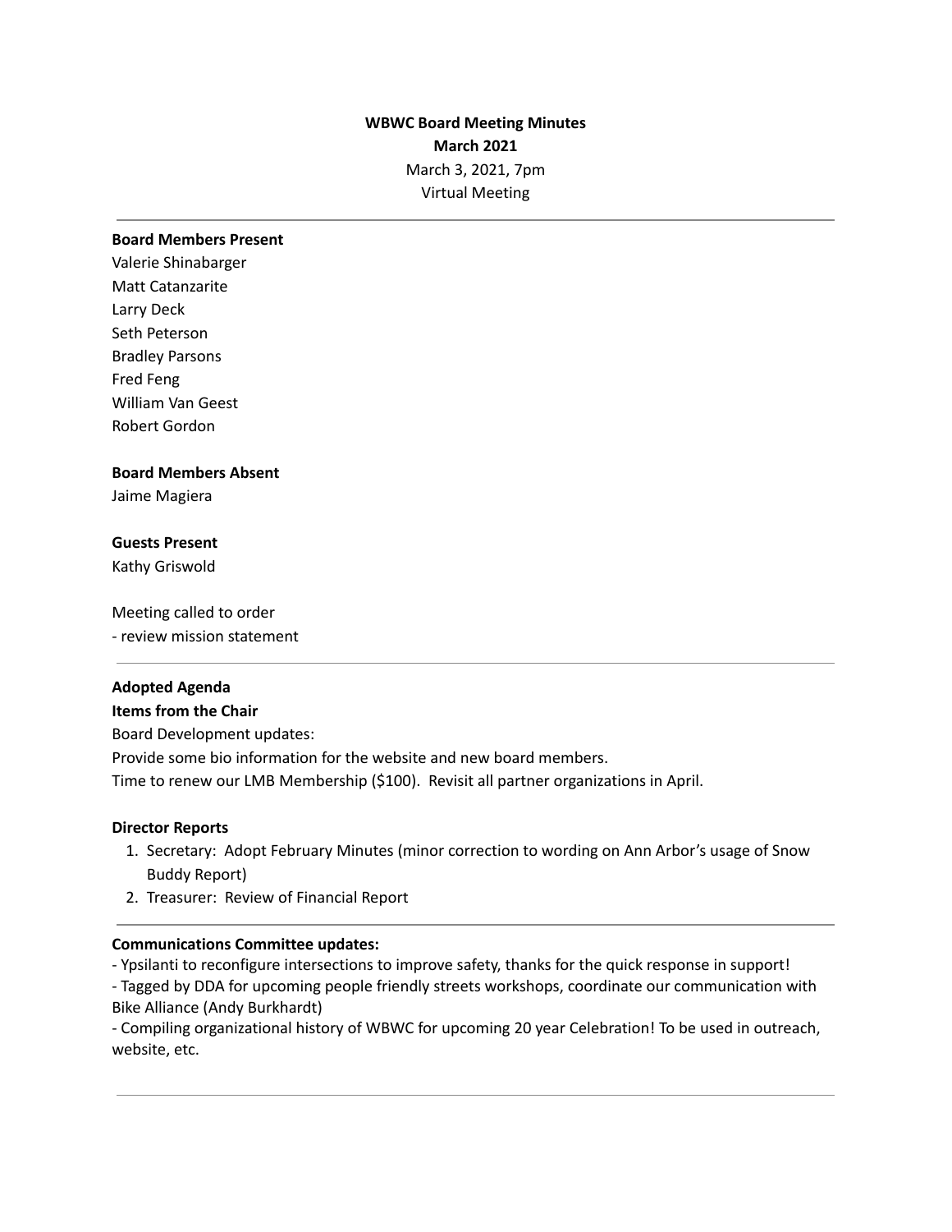**WBWC Board Meeting Minutes**
**March 2021**
March 3, 2021, 7pm
Virtual Meeting

---

**Board Members Present**
Valerie Shinabarger
Matt Catanzarite
Larry Deck
Seth Peterson
Bradley Parsons
Fred Feng
William Van Geest
Robert Gordon

**Board Members Absent**
Jaime Magiera

**Guests Present**
Kathy Griswold

Meeting called to order
- review mission statement

---

**Adopted Agenda**

**Items from the Chair**

Board Development updates:
Provide some bio information for the website and new board members.
Time to renew our LMB Membership ($100). Revisit all partner organizations in April.

**Director Reports**

1. Secretary: Adopt February Minutes (minor correction to wording on Ann Arbor's usage of Snow Buddy Report)
2. Treasurer: Review of Financial Report

---

**Communications Committee updates:**

- Ypsilanti to reconfigure intersections to improve safety, thanks for the quick response in support!
- Tagged by DDA for upcoming people friendly streets workshops, coordinate our communication with Bike Alliance (Andy Burkhardt)
- Compiling organizational history of WBWC for upcoming 20 year Celebration! To be used in outreach, website, etc.

---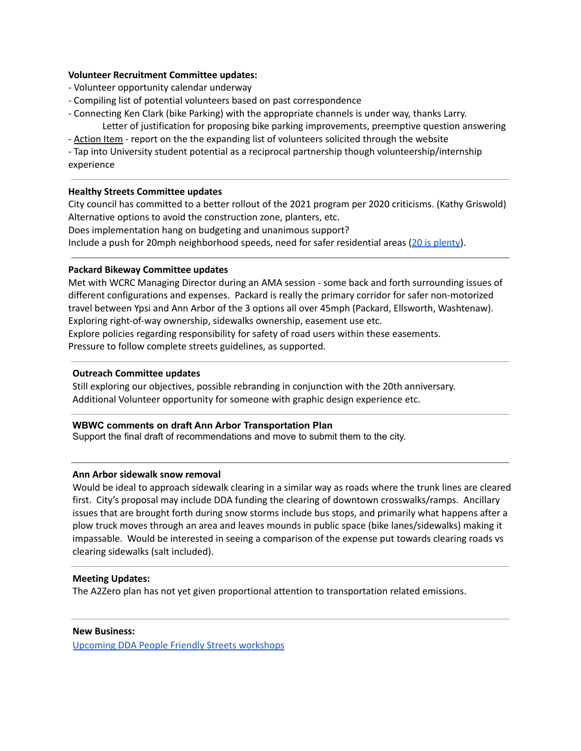**Volunteer Recruitment Committee updates:**

- Volunteer opportunity calendar underway
- Compiling list of potential volunteers based on past correspondence
- Connecting Ken Clark (bike Parking) with the appropriate channels is under way, thanks Larry.
  Letter of justification for proposing bike parking improvements, preemptive question answering
- Action Item - report on the the expanding list of volunteers solicited through the website
- Tap into University student potential as a reciprocal partnership though volunteership/internship experience

---

**Healthy Streets Committee updates**

City council has committed to a better rollout of the 2021 program per 2020 criticisms. (Kathy Griswold)
Alternative options to avoid the construction zone, planters, etc.
Does implementation hang on budgeting and unanimous support?
Include a push for 20mph neighborhood speeds, need for safer residential areas (20 is plenty).

---

**Packard Bikeway Committee updates**

Met with WCRC Managing Director during an AMA session - some back and forth surrounding issues of different configurations and expenses. Packard is really the primary corridor for safer non-motorized travel between Ypsi and Ann Arbor of the 3 options all over 45mph (Packard, Ellsworth, Washtenaw).
Exploring right-of-way ownership, sidewalks ownership, easement use etc.
Explore policies regarding responsibility for safety of road users within these easements.
Pressure to follow complete streets guidelines, as supported.

---

**Outreach Committee updates**

Still exploring our objectives, possible rebranding in conjunction with the 20th anniversary.
Additional Volunteer opportunity for someone with graphic design experience etc.

---

**WBWC comments on draft Ann Arbor Transportation Plan**

Support the final draft of recommendations and move to submit them to the city.

---

**Ann Arbor sidewalk snow removal**

Would be ideal to approach sidewalk clearing in a similar way as roads where the trunk lines are cleared first. City's proposal may include DDA funding the clearing of downtown crosswalks/ramps. Ancillary issues that are brought forth during snow storms include bus stops, and primarily what happens after a plow truck moves through an area and leaves mounds in public space (bike lanes/sidewalks) making it impassable. Would be interested in seeing a comparison of the expense put towards clearing roads vs clearing sidewalks (salt included).

---

**Meeting Updates:**

The A2Zero plan has not yet given proportional attention to transportation related emissions.

---

**New Business:**

Upcoming DDA People Friendly Streets workshops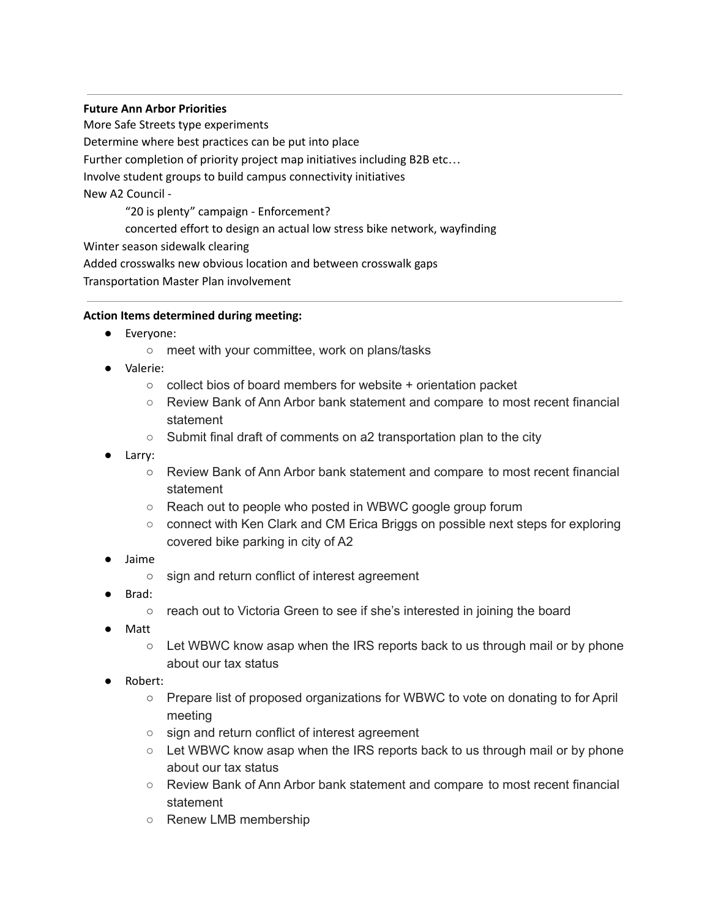---

**Future Ann Arbor Priorities**

More Safe Streets type experiments

Determine where best practices can be put into place

Further completion of priority project map initiatives including B2B etc…

Involve student groups to build campus connectivity initiatives

New A2 Council -

  “20 is plenty” campaign - Enforcement?

  concerted effort to design an actual low stress bike network, wayfinding

Winter season sidewalk clearing

Added crosswalks new obvious location and between crosswalk gaps

Transportation Master Plan involvement

---

**Action Items determined during meeting:**

- Everyone:
  - meet with your committee, work on plans/tasks
- Valerie:
  - collect bios of board members for website + orientation packet
  - Review Bank of Ann Arbor bank statement and compare to most recent financial statement
  - Submit final draft of comments on a2 transportation plan to the city
- Larry:
  - Review Bank of Ann Arbor bank statement and compare to most recent financial statement
  - Reach out to people who posted in WBWC google group forum
  - connect with Ken Clark and CM Erica Briggs on possible next steps for exploring covered bike parking in city of A2
- Jaime
  - sign and return conflict of interest agreement
- Brad:
  - reach out to Victoria Green to see if she's interested in joining the board
- Matt
  - Let WBWC know asap when the IRS reports back to us through mail or by phone about our tax status
- Robert:
  - Prepare list of proposed organizations for WBWC to vote on donating to for April meeting
  - sign and return conflict of interest agreement
  - Let WBWC know asap when the IRS reports back to us through mail or by phone about our tax status
  - Review Bank of Ann Arbor bank statement and compare to most recent financial statement
  - Renew LMB membership